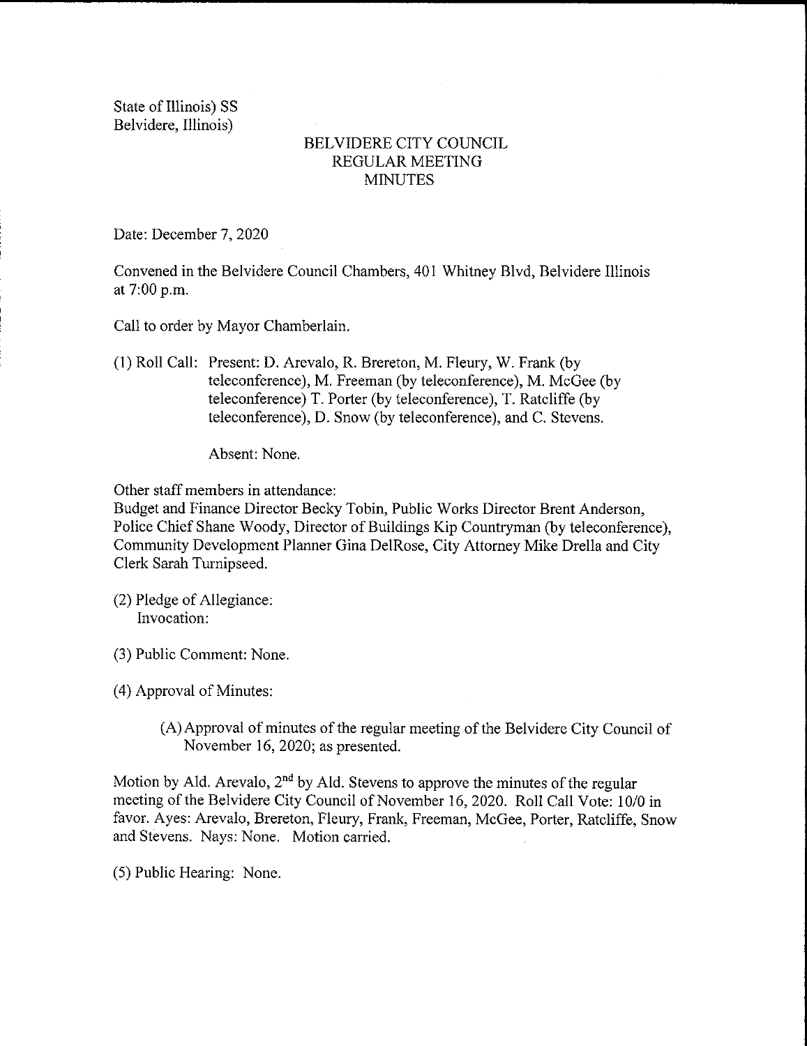State of Illinois) SS
Belvidere, Illinois)

# BELVIDERE CITY COUNCIL
## REGULAR MEETING
## MINUTES

Date: December 7, 2020

Convened in the Belvidere Council Chambers, 401 Whitney Blvd, Belvidere Illinois at 7:00 p.m.

Call to order by Mayor Chamberlain.

(1) Roll Call: Present: D. Arevalo, R. Brereton, M. Fleury, W. Frank (by teleconference), M. Freeman (by teleconference), M. McGee (by teleconference) T. Porter (by teleconference), T. Ratcliffe (by teleconference), D. Snow (by teleconference), and C. Stevens.

Absent: None.

Other staff members in attendance:
Budget and Finance Director Becky Tobin, Public Works Director Brent Anderson, Police Chief Shane Woody, Director of Buildings Kip Countryman (by teleconference), Community Development Planner Gina DelRose, City Attorney Mike Drella and City Clerk Sarah Turnipseed.

(2) Pledge of Allegiance:
Invocation:

(3) Public Comment: None.

(4) Approval of Minutes:

(A) Approval of minutes of the regular meeting of the Belvidere City Council of November 16, 2020; as presented.

Motion by Ald. Arevalo, 2nd by Ald. Stevens to approve the minutes of the regular meeting of the Belvidere City Council of November 16, 2020. Roll Call Vote: 10/0 in favor. Ayes: Arevalo, Brereton, Fleury, Frank, Freeman, McGee, Porter, Ratcliffe, Snow and Stevens. Nays: None. Motion carried.

(5) Public Hearing: None.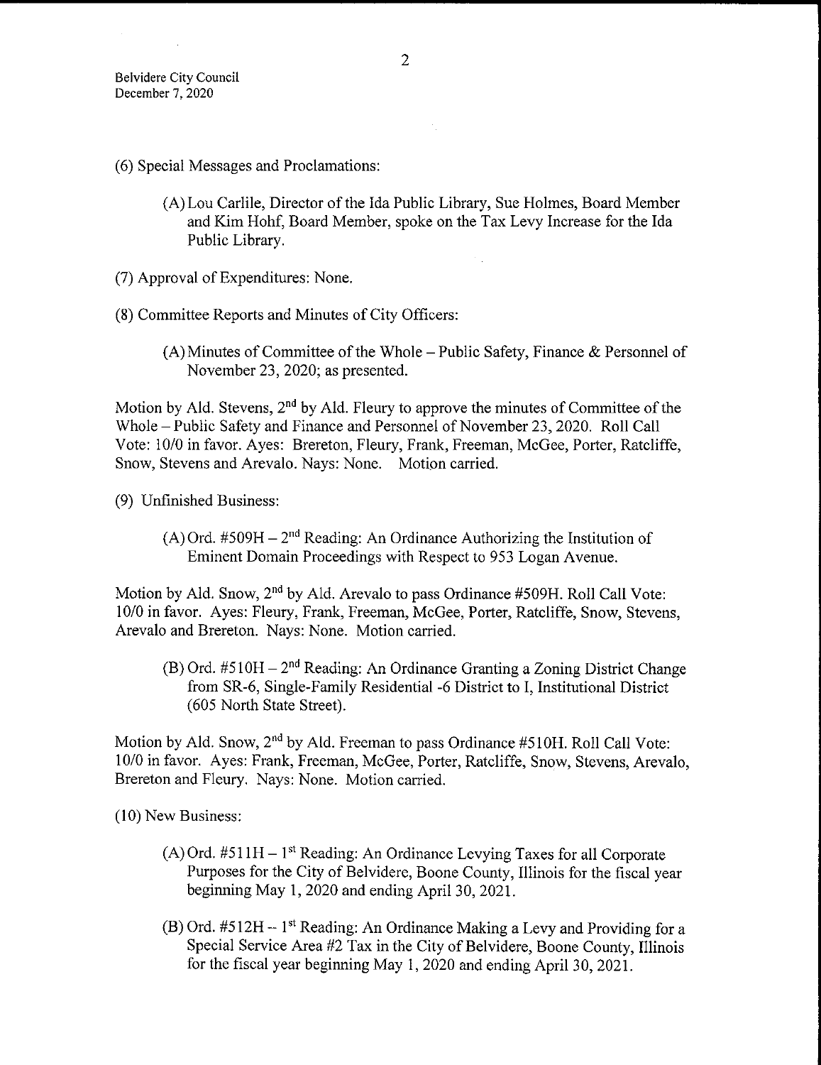(6) Special Messages and Proclamations:

(A) Lou Carlile, Director of the Ida Public Library, Sue Holmes, Board Member and Kim Hohf, Board Member, spoke on the Tax Levy Increase for the Ida Public Library.

(7) Approval of Expenditures: None.

(8) Committee Reports and Minutes of City Officers:

(A) Minutes of Committee of the Whole – Public Safety, Finance & Personnel of November 23, 2020; as presented.

Motion by Ald. Stevens, 2nd by Ald. Fleury to approve the minutes of Committee of the Whole – Public Safety and Finance and Personnel of November 23, 2020. Roll Call Vote: 10/0 in favor. Ayes: Brereton, Fleury, Frank, Freeman, McGee, Porter, Ratcliffe, Snow, Stevens and Arevalo. Nays: None. Motion carried.

(9) Unfinished Business:

(A) Ord. #509H – 2nd Reading: An Ordinance Authorizing the Institution of Eminent Domain Proceedings with Respect to 953 Logan Avenue.

Motion by Ald. Snow, 2nd by Ald. Arevalo to pass Ordinance #509H. Roll Call Vote: 10/0 in favor. Ayes: Fleury, Frank, Freeman, McGee, Porter, Ratcliffe, Snow, Stevens, Arevalo and Brereton. Nays: None. Motion carried.

(B) Ord. #510H – 2nd Reading: An Ordinance Granting a Zoning District Change from SR-6, Single-Family Residential -6 District to I, Institutional District (605 North State Street).

Motion by Ald. Snow, 2nd by Ald. Freeman to pass Ordinance #510H. Roll Call Vote: 10/0 in favor. Ayes: Frank, Freeman, McGee, Porter, Ratcliffe, Snow, Stevens, Arevalo, Brereton and Fleury. Nays: None. Motion carried.

(10) New Business:

(A) Ord. #511H – 1st Reading: An Ordinance Levying Taxes for all Corporate Purposes for the City of Belvidere, Boone County, Illinois for the fiscal year beginning May 1, 2020 and ending April 30, 2021.

(B) Ord. #512H – 1st Reading: An Ordinance Making a Levy and Providing for a Special Service Area #2 Tax in the City of Belvidere, Boone County, Illinois for the fiscal year beginning May 1, 2020 and ending April 30, 2021.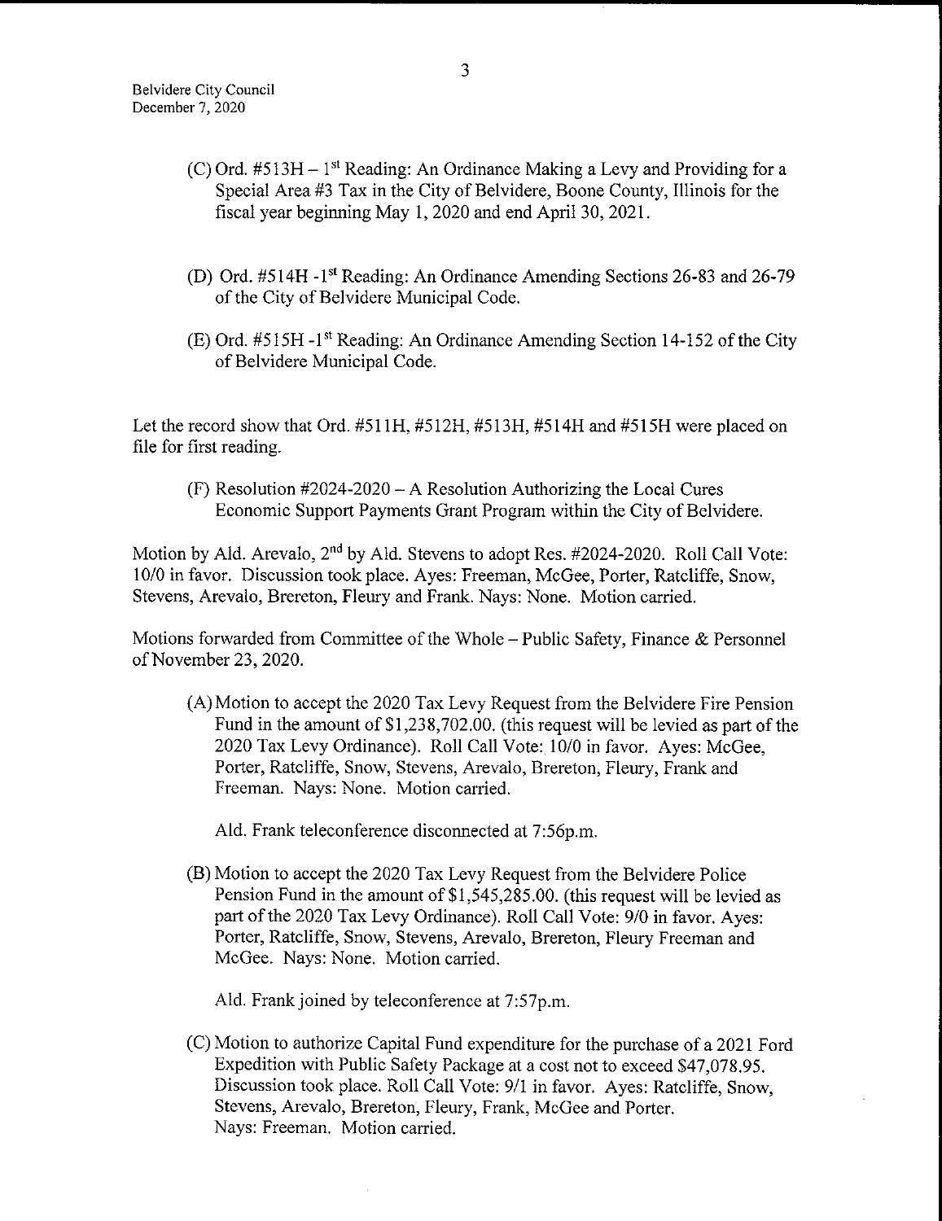(C) Ord. #513H – 1st Reading: An Ordinance Making a Levy and Providing for a Special Area #3 Tax in the City of Belvidere, Boone County, Illinois for the fiscal year beginning May 1, 2020 and end April 30, 2021.

(D) Ord. #514H -1st Reading: An Ordinance Amending Sections 26-83 and 26-79 of the City of Belvidere Municipal Code.

(E) Ord. #515H -1st Reading: An Ordinance Amending Section 14-152 of the City of Belvidere Municipal Code.

Let the record show that Ord. #511H, #512H, #513H, #514H and #515H were placed on file for first reading.

(F) Resolution #2024-2020 – A Resolution Authorizing the Local Cures Economic Support Payments Grant Program within the City of Belvidere.

Motion by Ald. Arevalo, 2nd by Ald. Stevens to adopt Res. #2024-2020. Roll Call Vote: 10/0 in favor. Discussion took place. Ayes: Freeman, McGee, Porter, Ratcliffe, Snow, Stevens, Arevalo, Brereton, Fleury and Frank. Nays: None. Motion carried.

Motions forwarded from Committee of the Whole – Public Safety, Finance & Personnel of November 23, 2020.

(A) Motion to accept the 2020 Tax Levy Request from the Belvidere Fire Pension Fund in the amount of $1,238,702.00. (this request will be levied as part of the 2020 Tax Levy Ordinance). Roll Call Vote: 10/0 in favor. Ayes: McGee, Porter, Ratcliffe, Snow, Stevens, Arevalo, Brereton, Fleury, Frank and Freeman. Nays: None. Motion carried.

Ald. Frank teleconference disconnected at 7:56p.m.

(B) Motion to accept the 2020 Tax Levy Request from the Belvidere Police Pension Fund in the amount of $1,545,285.00. (this request will be levied as part of the 2020 Tax Levy Ordinance). Roll Call Vote: 9/0 in favor. Ayes: Porter, Ratcliffe, Snow, Stevens, Arevalo, Brereton, Fleury Freeman and McGee. Nays: None. Motion carried.

Ald. Frank joined by teleconference at 7:57p.m.

(C) Motion to authorize Capital Fund expenditure for the purchase of a 2021 Ford Expedition with Public Safety Package at a cost not to exceed $47,078.95. Discussion took place. Roll Call Vote: 9/1 in favor. Ayes: Ratcliffe, Snow, Stevens, Arevalo, Brereton, Fleury, Frank, McGee and Porter. Nays: Freeman. Motion carried.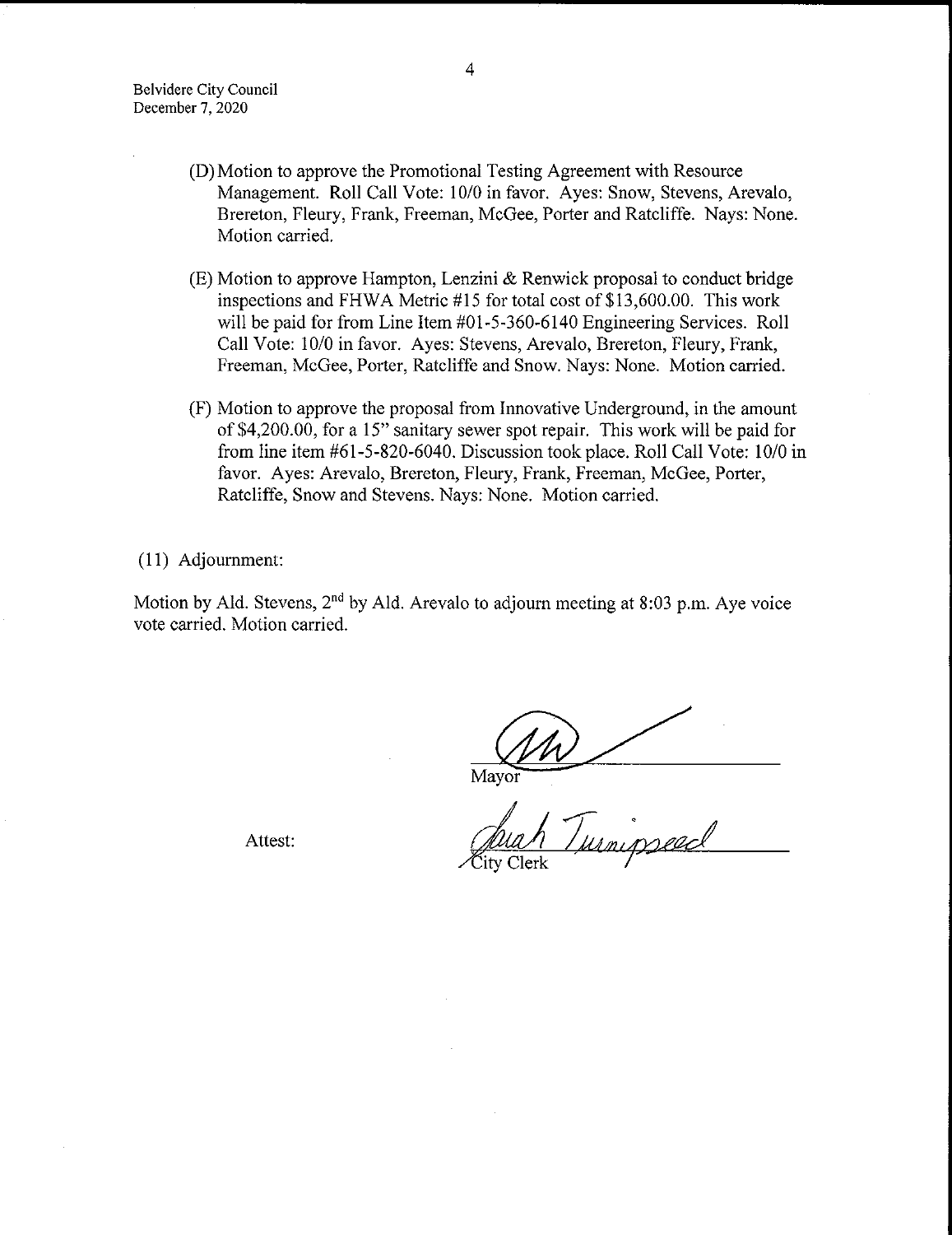(D) Motion to approve the Promotional Testing Agreement with Resource Management. Roll Call Vote: 10/0 in favor. Ayes: Snow, Stevens, Arevalo, Brereton, Fleury, Frank, Freeman, McGee, Porter and Ratcliffe. Nays: None. Motion carried.

(E) Motion to approve Hampton, Lenzini & Renwick proposal to conduct bridge inspections and FHWA Metric #15 for total cost of $13,600.00. This work will be paid for from Line Item #01-5-360-6140 Engineering Services. Roll Call Vote: 10/0 in favor. Ayes: Stevens, Arevalo, Brereton, Fleury, Frank, Freeman, McGee, Porter, Ratcliffe and Snow. Nays: None. Motion carried.

(F) Motion to approve the proposal from Innovative Underground, in the amount of $4,200.00, for a 15" sanitary sewer spot repair. This work will be paid for from line item #61-5-820-6040. Discussion took place. Roll Call Vote: 10/0 in favor. Ayes: Arevalo, Brereton, Fleury, Frank, Freeman, McGee, Porter, Ratcliffe, Snow and Stevens. Nays: None. Motion carried.

(11) Adjournment:

Motion by Ald. Stevens, 2nd by Ald. Arevalo to adjourn meeting at 8:03 p.m. Aye voice vote carried. Motion carried.

Mayor

Attest:

City Clerk